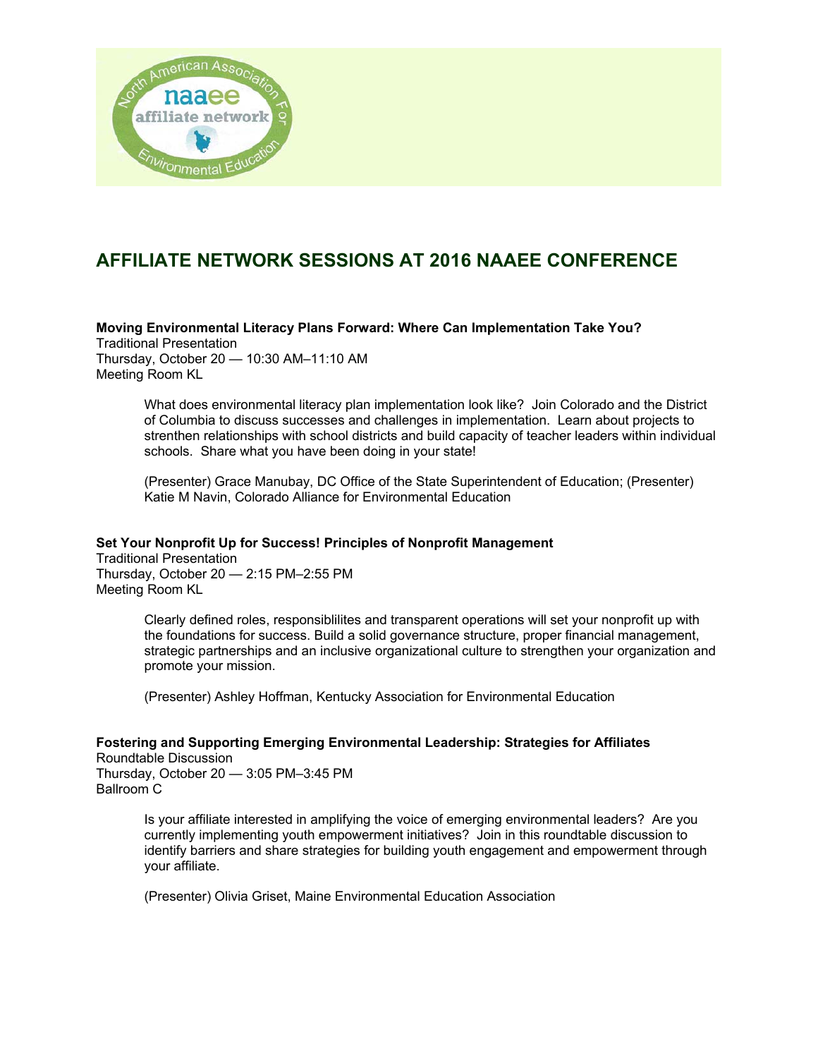# AFFILIATE NETWORK SESSIONS AT 2016 NAAEE CONFERENCE

**Moving Environmental Literacy Plans Forward: Where Can Implementation Take You?**
Traditional Presentation
Thursday, October 20 — 10:30 AM–11:10 AM
Meeting Room KL

> What does environmental literacy plan implementation look like? Join Colorado and the District of Columbia to discuss successes and challenges in implementation. Learn about projects to strenthen relationships with school districts and build capacity of teacher leaders within individual schools. Share what you have been doing in your state!
>
> (Presenter) Grace Manubay, DC Office of the State Superintendent of Education; (Presenter) Katie M Navin, Colorado Alliance for Environmental Education

**Set Your Nonprofit Up for Success! Principles of Nonprofit Management**
Traditional Presentation
Thursday, October 20 — 2:15 PM–2:55 PM
Meeting Room KL

> Clearly defined roles, responsiblilites and transparent operations will set your nonprofit up with the foundations for success. Build a solid governance structure, proper financial management, strategic partnerships and an inclusive organizational culture to strengthen your organization and promote your mission.
>
> (Presenter) Ashley Hoffman, Kentucky Association for Environmental Education

**Fostering and Supporting Emerging Environmental Leadership: Strategies for Affiliates**
Roundtable Discussion
Thursday, October 20 — 3:05 PM–3:45 PM
Ballroom C

> Is your affiliate interested in amplifying the voice of emerging environmental leaders? Are you currently implementing youth empowerment initiatives? Join in this roundtable discussion to identify barriers and share strategies for building youth engagement and empowerment through your affiliate.
>
> (Presenter) Olivia Griset, Maine Environmental Education Association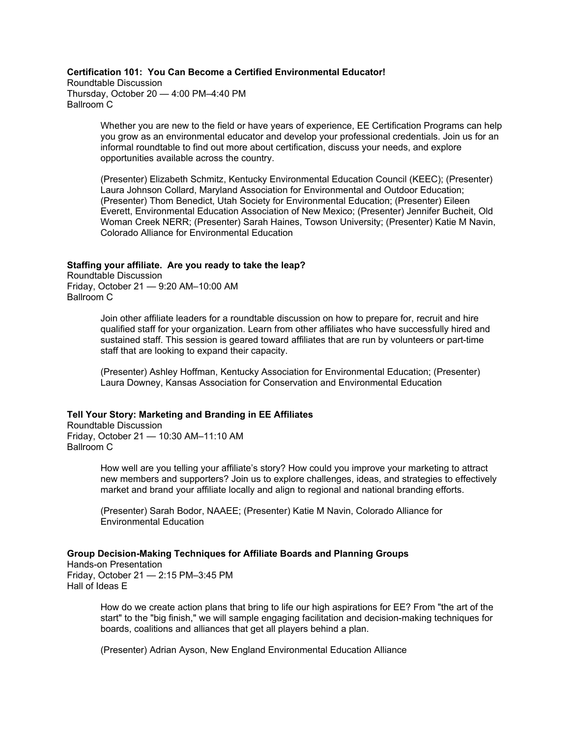**Certification 101: You Can Become a Certified Environmental Educator!**
Roundtable Discussion
Thursday, October 20 — 4:00 PM–4:40 PM
Ballroom C

Whether you are new to the field or have years of experience, EE Certification Programs can help you grow as an environmental educator and develop your professional credentials. Join us for an informal roundtable to find out more about certification, discuss your needs, and explore opportunities available across the country.

(Presenter) Elizabeth Schmitz, Kentucky Environmental Education Council (KEEC); (Presenter) Laura Johnson Collard, Maryland Association for Environmental and Outdoor Education; (Presenter) Thom Benedict, Utah Society for Environmental Education; (Presenter) Eileen Everett, Environmental Education Association of New Mexico; (Presenter) Jennifer Bucheit, Old Woman Creek NERR; (Presenter) Sarah Haines, Towson University; (Presenter) Katie M Navin, Colorado Alliance for Environmental Education

**Staffing your affiliate. Are you ready to take the leap?**
Roundtable Discussion
Friday, October 21 — 9:20 AM–10:00 AM
Ballroom C

Join other affiliate leaders for a roundtable discussion on how to prepare for, recruit and hire qualified staff for your organization. Learn from other affiliates who have successfully hired and sustained staff. This session is geared toward affiliates that are run by volunteers or part-time staff that are looking to expand their capacity.

(Presenter) Ashley Hoffman, Kentucky Association for Environmental Education; (Presenter) Laura Downey, Kansas Association for Conservation and Environmental Education

**Tell Your Story: Marketing and Branding in EE Affiliates**
Roundtable Discussion
Friday, October 21 — 10:30 AM–11:10 AM
Ballroom C

How well are you telling your affiliate's story? How could you improve your marketing to attract new members and supporters? Join us to explore challenges, ideas, and strategies to effectively market and brand your affiliate locally and align to regional and national branding efforts.

(Presenter) Sarah Bodor, NAAEE; (Presenter) Katie M Navin, Colorado Alliance for Environmental Education

**Group Decision-Making Techniques for Affiliate Boards and Planning Groups**
Hands-on Presentation
Friday, October 21 — 2:15 PM–3:45 PM
Hall of Ideas E

How do we create action plans that bring to life our high aspirations for EE? From "the art of the start" to the "big finish," we will sample engaging facilitation and decision-making techniques for boards, coalitions and alliances that get all players behind a plan.

(Presenter) Adrian Ayson, New England Environmental Education Alliance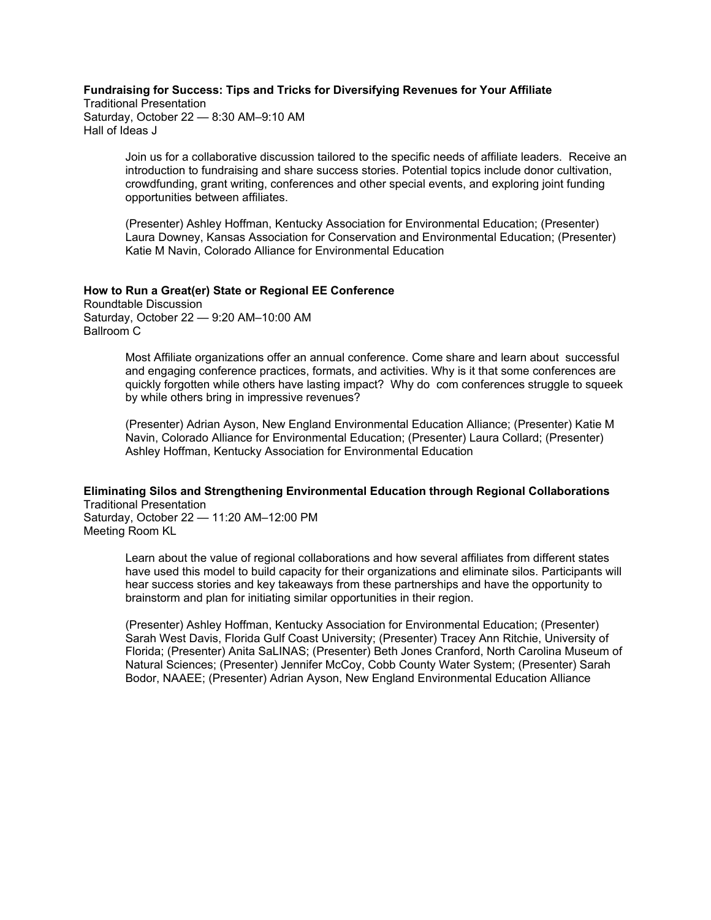**Fundraising for Success: Tips and Tricks for Diversifying Revenues for Your Affiliate**
Traditional Presentation
Saturday, October 22 — 8:30 AM–9:10 AM
Hall of Ideas J

Join us for a collaborative discussion tailored to the specific needs of affiliate leaders. Receive an introduction to fundraising and share success stories. Potential topics include donor cultivation, crowdfunding, grant writing, conferences and other special events, and exploring joint funding opportunities between affiliates.

(Presenter) Ashley Hoffman, Kentucky Association for Environmental Education; (Presenter) Laura Downey, Kansas Association for Conservation and Environmental Education; (Presenter) Katie M Navin, Colorado Alliance for Environmental Education

**How to Run a Great(er) State or Regional EE Conference**
Roundtable Discussion
Saturday, October 22 — 9:20 AM–10:00 AM
Ballroom C

Most Affiliate organizations offer an annual conference. Come share and learn about successful and engaging conference practices, formats, and activities. Why is it that some conferences are quickly forgotten while others have lasting impact? Why do com conferences struggle to squeek by while others bring in impressive revenues?

(Presenter) Adrian Ayson, New England Environmental Education Alliance; (Presenter) Katie M Navin, Colorado Alliance for Environmental Education; (Presenter) Laura Collard; (Presenter) Ashley Hoffman, Kentucky Association for Environmental Education

**Eliminating Silos and Strengthening Environmental Education through Regional Collaborations**
Traditional Presentation
Saturday, October 22 — 11:20 AM–12:00 PM
Meeting Room KL

Learn about the value of regional collaborations and how several affiliates from different states have used this model to build capacity for their organizations and eliminate silos. Participants will hear success stories and key takeaways from these partnerships and have the opportunity to brainstorm and plan for initiating similar opportunities in their region.

(Presenter) Ashley Hoffman, Kentucky Association for Environmental Education; (Presenter) Sarah West Davis, Florida Gulf Coast University; (Presenter) Tracey Ann Ritchie, University of Florida; (Presenter) Anita SaLINAS; (Presenter) Beth Jones Cranford, North Carolina Museum of Natural Sciences; (Presenter) Jennifer McCoy, Cobb County Water System; (Presenter) Sarah Bodor, NAAEE; (Presenter) Adrian Ayson, New England Environmental Education Alliance